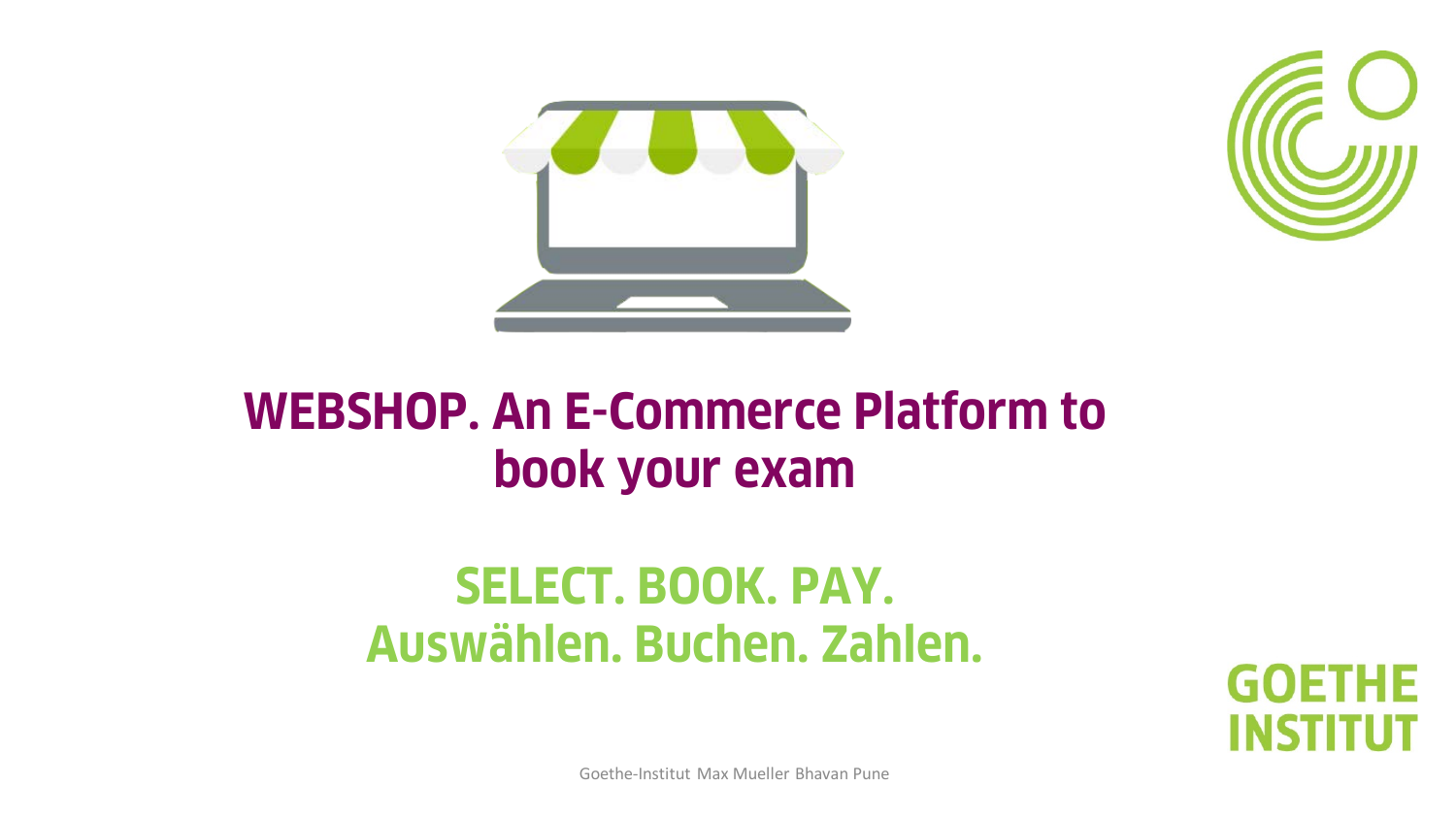# WEBSHOP. An E-Commerce Platform to book your exam

## SELECT. BOOK. PAY.
## Auswählen. Buchen. Zahlen.

GOETHE INSTITUT

Goethe-Institut Max Mueller Bhavan Pune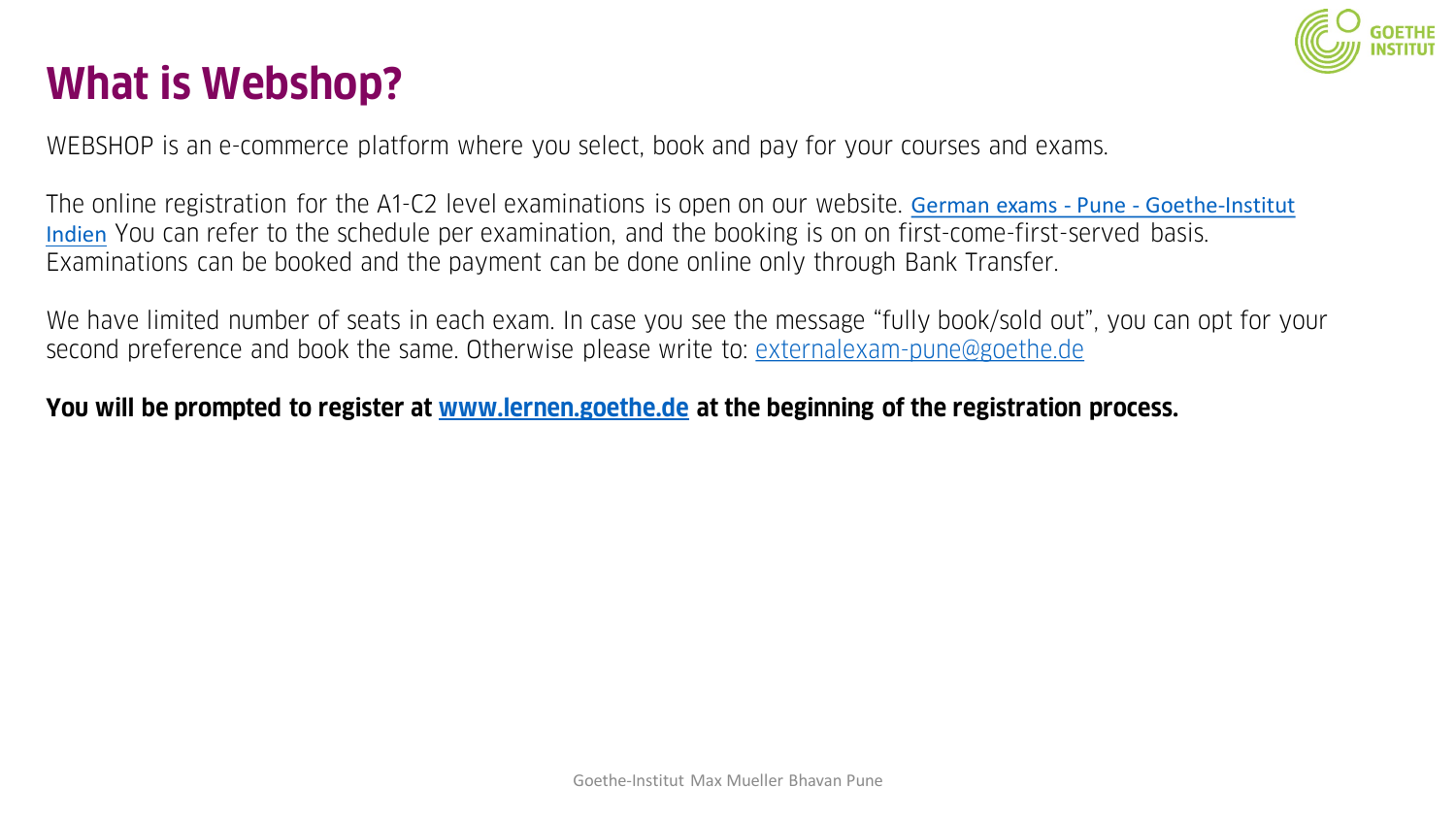# What is Webshop?

WEBSHOP is an e-commerce platform where you select, book and pay for your courses and exams.

The online registration for the A1-C2 level examinations is open on our website. German exams - Pune - Goethe-Institut Indien You can refer to the schedule per examination, and the booking is on on first-come-first-served basis. Examinations can be booked and the payment can be done online only through Bank Transfer.

We have limited number of seats in each exam. In case you see the message "fully book/sold out", you can opt for your second preference and book the same. Otherwise please write to: externalexam-pune@goethe.de

**You will be prompted to register at www.lernen.goethe.de at the beginning of the registration process.**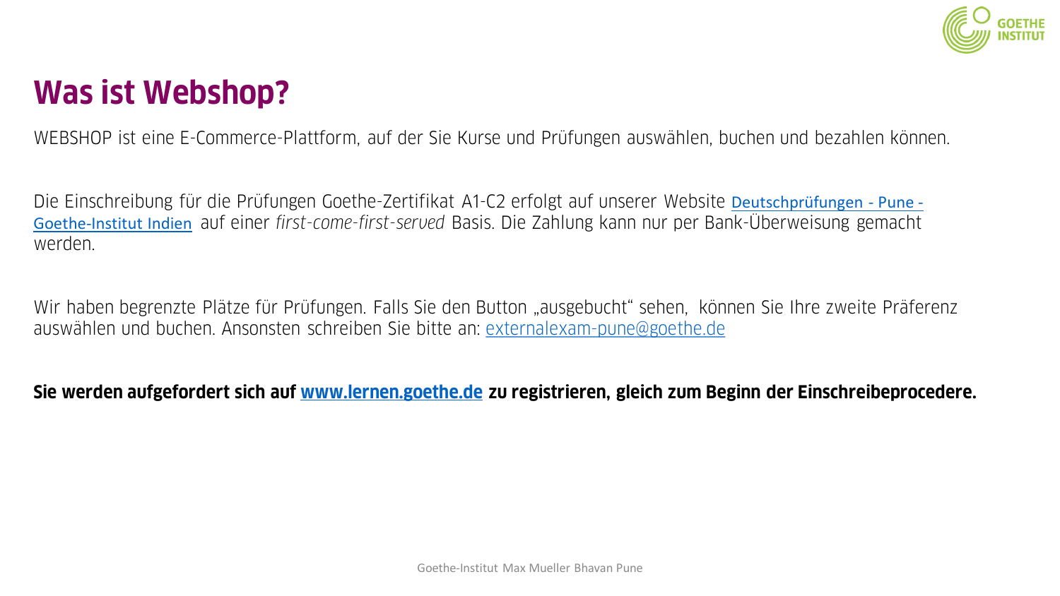# Was ist Webshop?

WEBSHOP ist eine E-Commerce-Plattform, auf der Sie Kurse und Prüfungen auswählen, buchen und bezahlen können.

Die Einschreibung für die Prüfungen Goethe-Zertifikat A1-C2 erfolgt auf unserer Website [Deutschprüfungen - Pune - Goethe-Institut Indien]() auf einer *first-come-first-served* Basis. Die Zahlung kann nur per Bank-Überweisung gemacht werden.

Wir haben begrenzte Plätze für Prüfungen. Falls Sie den Button „ausgebucht" sehen, können Sie Ihre zweite Präferenz auswählen und buchen. Ansonsten schreiben Sie bitte an: externalexam-pune@goethe.de

**Sie werden aufgefordert sich auf www.lernen.goethe.de zu registrieren, gleich zum Beginn der Einschreibeprocedere.**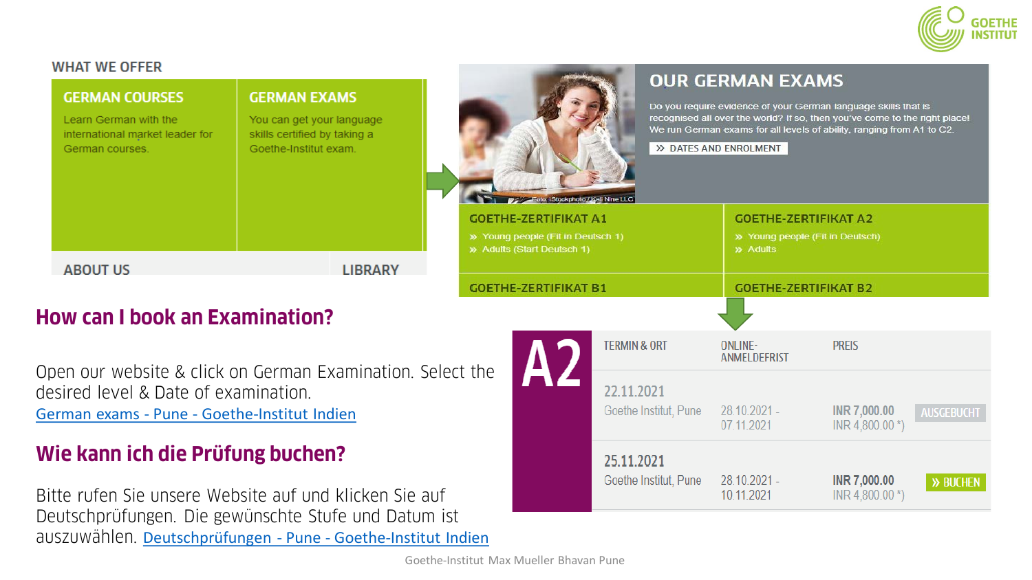## WHAT WE OFFER

### GERMAN COURSES

Learn German with the international market leader for German courses.

### GERMAN EXAMS

You can get your language skills certified by taking a Goethe-Institut exam.

ABOUT US | LIBRARY

## OUR GERMAN EXAMS

Do you require evidence of your German language skills that is recognised all over the world? If so, then you've come to the right place! We run German exams for all levels of ability, ranging from A1 to C2.

» DATES AND ENROLMENT

Foto: iStockphoto / Kali Nine LLC

| GOETHE-ZERTIFIKAT A1 | GOETHE-ZERTIFIKAT A2 |
| --- | --- |
| » Young people (Fit in Deutsch 1)<br>» Adults (Start Deutsch 1) | » Young people (Fit in Deutsch)<br>» Adults |
| GOETHE-ZERTIFIKAT B1 | GOETHE-ZERTIFIKAT B2 |

## How can I book an Examination?

Open our website & click on German Examination. Select the desired level & Date of examination.
[German exams - Pune - Goethe-Institut Indien]

## Wie kann ich die Prüfung buchen?

Bitte rufen Sie unsere Website auf und klicken Sie auf Deutschprüfungen. Die gewünschte Stufe und Datum ist auszuwählen. [Deutschprüfungen - Pune - Goethe-Institut Indien]

**A2**

| TERMIN & ORT | ONLINE-ANMELDEFRIST | PREIS | |
| --- | --- | --- | --- |
| 22.11.2021<br>Goethe Institut, Pune | 28.10.2021 - 07.11.2021 | INR 7,000.00<br>INR 4,800.00 *) | AUSGEBUCHT |
| **25.11.2021**<br>Goethe Institut, Pune | 28.10.2021 - 10.11.2021 | **INR 7,000.00**<br>INR 4,800.00 *) | » BUCHEN |

Goethe-Institut Max Mueller Bhavan Pune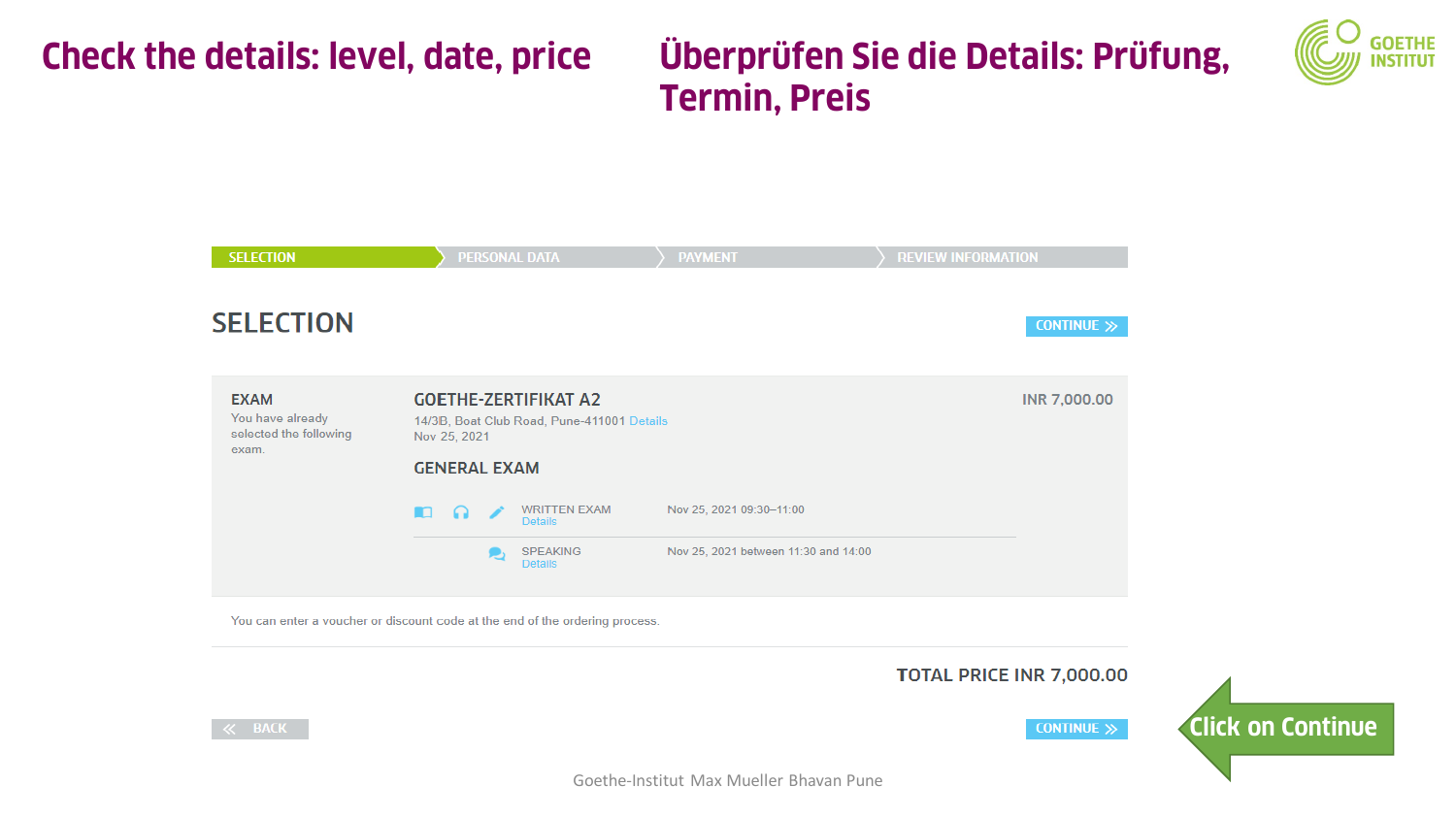# Check the details: level, date, price

# Überprüfen Sie die Details: Prüfung, Termin, Preis

SELECTION | PERSONAL DATA | PAYMENT | REVIEW INFORMATION

## SELECTION

CONTINUE »

**EXAM**
You have already selected the following exam.

**GOETHE-ZERTIFIKAT A2** — INR 7,000.00

14/3B, Boat Club Road, Pune-411001 Details
Nov 25, 2021

**GENERAL EXAM**

| | |
|---|---|
| WRITTEN EXAM (Details) | Nov 25, 2021 09:30–11:00 |
| SPEAKING (Details) | Nov 25, 2021 between 11:30 and 14:00 |

You can enter a voucher or discount code at the end of the ordering process.

**TOTAL PRICE INR 7,000.00**

« BACK     CONTINUE »

Click on Continue

Goethe-Institut Max Mueller Bhavan Pune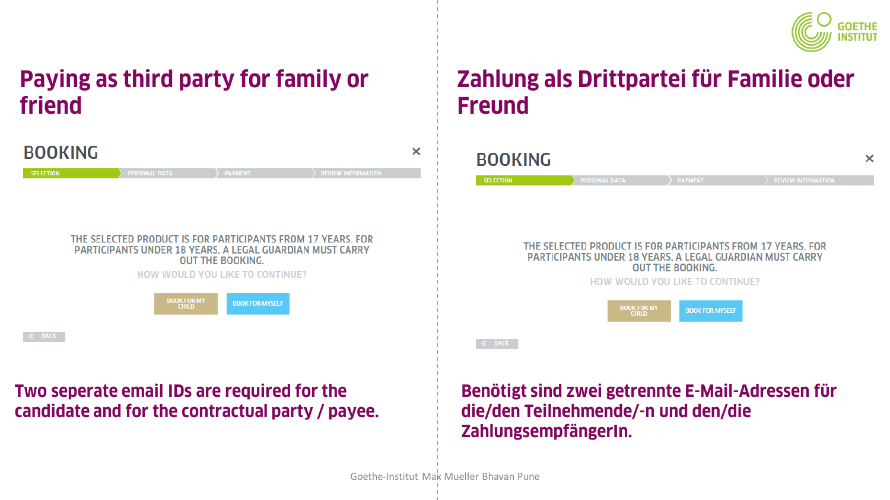# Paying as third party for family or friend

BOOKING

SELECTION | PERSONAL DATA | PAYMENT | REVIEW INFORMATION

THE SELECTED PRODUCT IS FOR PARTICIPANTS FROM 17 YEARS. FOR PARTICIPANTS UNDER 18 YEARS, A LEGAL GUARDIAN MUST CARRY OUT THE BOOKING.

HOW WOULD YOU LIKE TO CONTINUE?

BOOK FOR MY CHILD | BOOK FOR MYSELF

BACK

**Two seperate email IDs are required for the candidate and for the contractual party / payee.**

# Zahlung als Drittpartei für Familie oder Freund

BOOKING

SELECTION | PERSONAL DATA | PAYMENT | REVIEW INFORMATION

THE SELECTED PRODUCT IS FOR PARTICIPANTS FROM 17 YEARS. FOR PARTICIPANTS UNDER 18 YEARS, A LEGAL GUARDIAN MUST CARRY OUT THE BOOKING.

HOW WOULD YOU LIKE TO CONTINUE?

BOOK FOR MY CHILD | BOOK FOR MYSELF

BACK

**Benötigt sind zwei getrennte E-Mail-Adressen für die/den Teilnehmende/-n und den/die ZahlungsempfängerIn.**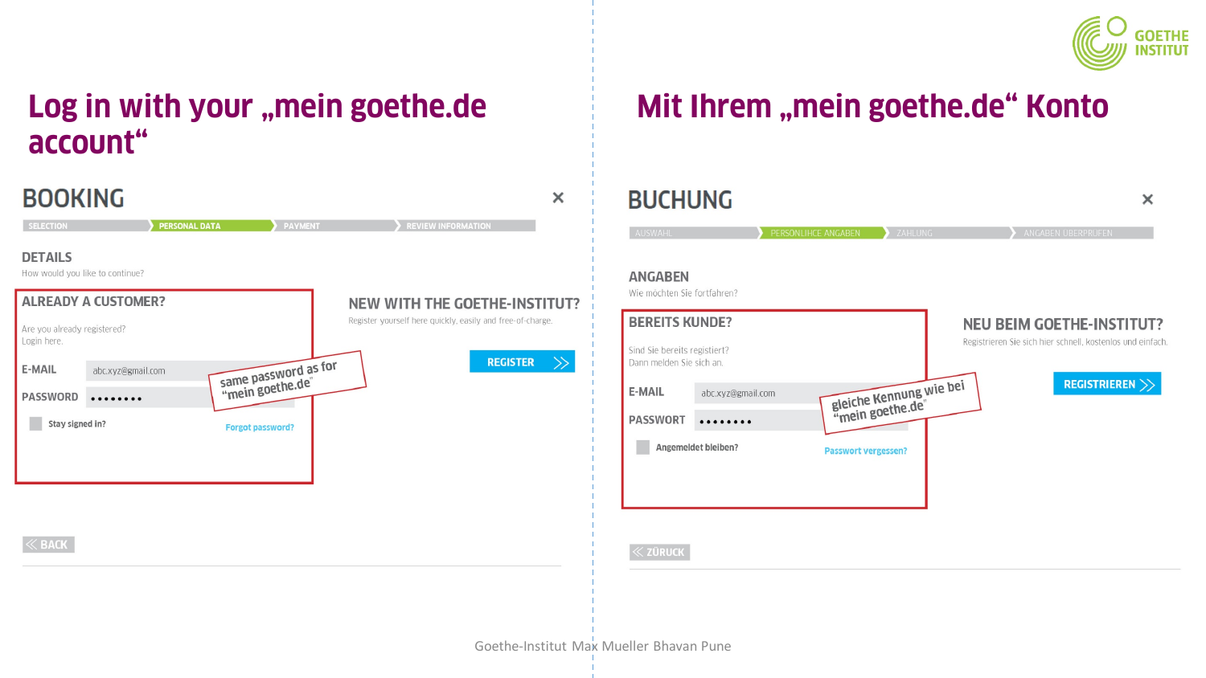GOETHE INSTITUT

# Log in with your „mein goethe.de account"

## BOOKING

SELECTION | PERSONAL DATA | PAYMENT | REVIEW INFORMATION

### DETAILS

How would you like to continue?

**ALREADY A CUSTOMER?**

Are you already registered?
Login here.

E-MAIL abc.xyz@gmail.com

PASSWORD ••••••••

same password as for "mein goethe.de"

Stay signed in?

Forgot password?

**NEW WITH THE GOETHE-INSTITUT?**

Register yourself here quickly, easily and free-of-charge.

REGISTER

BACK

# Mit Ihrem „mein goethe.de" Konto

## BUCHUNG

AUSWAHL | PERSONLIHCE ANGABEN | ZAHLUNG | ANGABEN ÜBERPRÜFEN

### ANGABEN

Wie möchten Sie fortfahren?

**BEREITS KUNDE?**

Sind Sie bereits registiert?
Dann melden Sie sich an.

E-MAIL abc.xyz@gmail.com

PASSWORT ••••••••

gleiche Kennung wie bei "mein goethe.de"

Angemeldet bleiben?

Passwort vergessen?

**NEU BEIM GOETHE-INSTITUT?**

Registrieren Sie sich hier schnell, kostenlos und einfach.

REGISTRIEREN

ZURÜCK

Goethe-Institut Max Mueller Bhavan Pune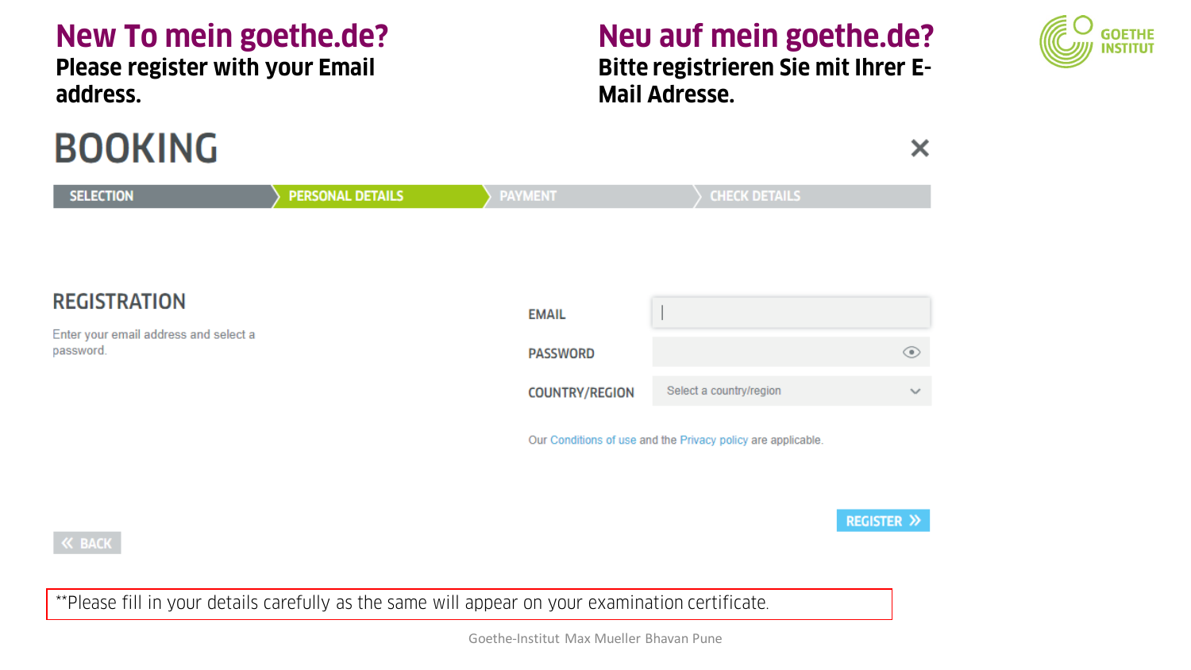## New To mein goethe.de?

**Please register with your Email address.**

## Neu auf mein goethe.de?

**Bitte registrieren Sie mit Ihrer E-Mail Adresse.**

GOETHE INSTITUT

# BOOKING

SELECTION | PERSONAL DETAILS | PAYMENT | CHECK DETAILS

### REGISTRATION

Enter your email address and select a password.

EMAIL

PASSWORD

COUNTRY/REGION — Select a country/region

Our Conditions of use and the Privacy policy are applicable.

REGISTER »

« BACK

**Please fill in your details carefully as the same will appear on your examination certificate.

Goethe-Institut Max Mueller Bhavan Pune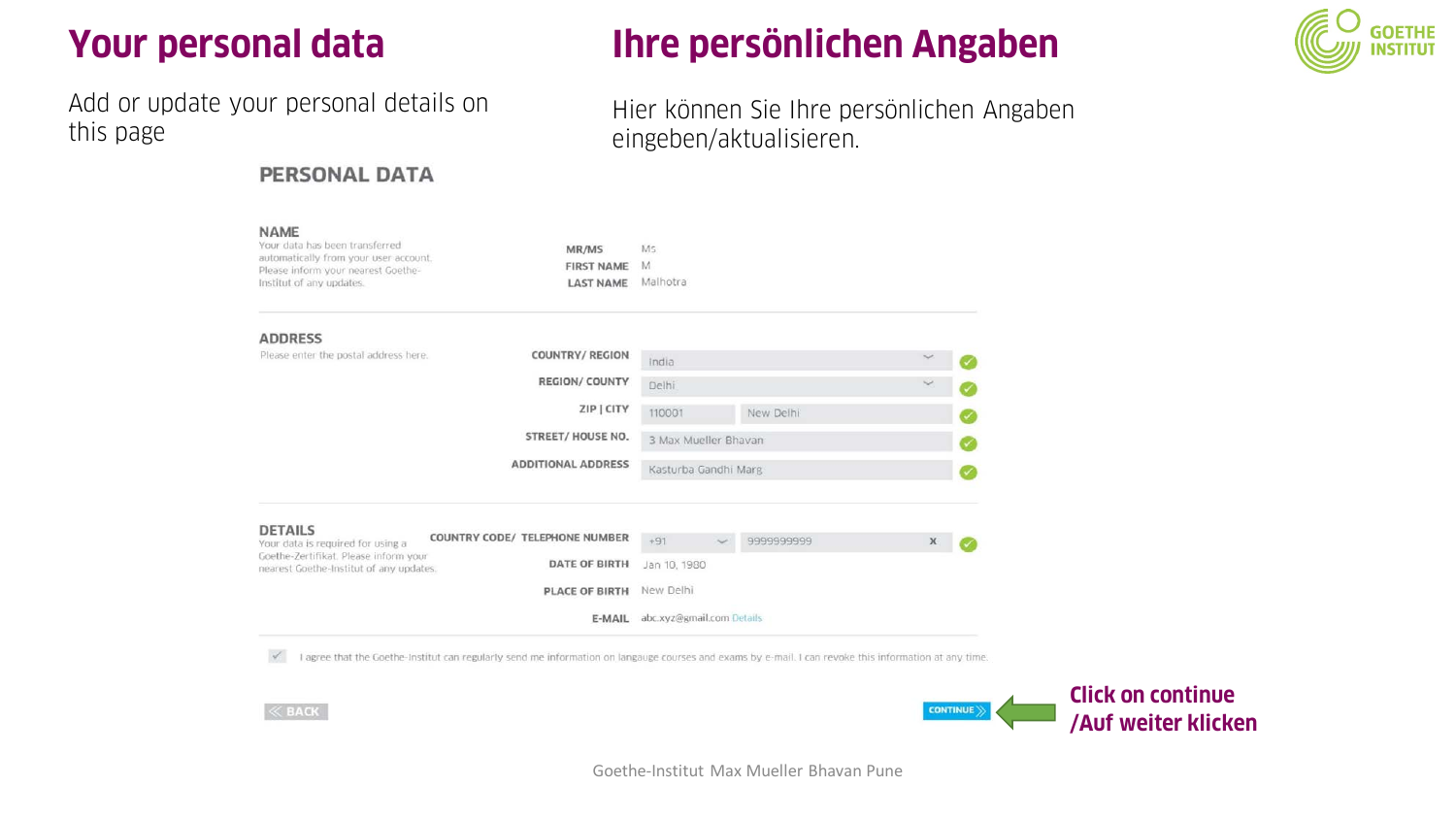# Your personal data

Add or update your personal details on this page

# Ihre persönlichen Angaben

Hier können Sie Ihre persönlichen Angaben eingeben/aktualisieren.

## PERSONAL DATA

### NAME

Your data has been transferred automatically from your user account. Please inform your nearest Goethe-Institut of any updates.

| | |
|---|---|
| MR/MS | Ms |
| FIRST NAME | M |
| LAST NAME | Malhotra |

### ADDRESS

Please enter the postal address here.

| | |
|---|---|
| COUNTRY/ REGION | India |
| REGION/ COUNTY | Delhi |
| ZIP \| CITY | 110001 \| New Delhi |
| STREET/ HOUSE NO. | 3 Max Mueller Bhavan |
| ADDITIONAL ADDRESS | Kasturba Gandhi Marg |

### DETAILS

Your data is required for using a Goethe-Zertifikat. Please inform your nearest Goethe-Institut of any updates.

| | |
|---|---|
| COUNTRY CODE/ TELEPHONE NUMBER | +91 \| 9999999999 |
| DATE OF BIRTH | Jan 10, 1980 |
| PLACE OF BIRTH | New Delhi |
| E-MAIL | abc.xyz@gmail.com Details |

☑ I agree that the Goethe-Institut can regularly send me information on langauge courses and exams by e-mail. I can revoke this information at any time.

« BACK

CONTINUE »

**Click on continue /Auf weiter klicken**

Goethe-Institut Max Mueller Bhavan Pune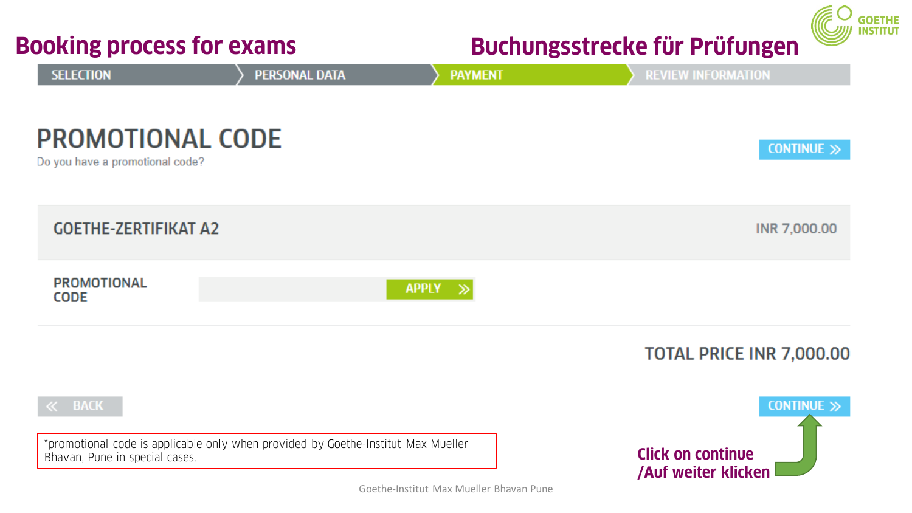# Booking process for exams

# Buchungsstrecke für Prüfungen

GOETHE INSTITUT

SELECTION | PERSONAL DATA | PAYMENT | REVIEW INFORMATION

## PROMOTIONAL CODE

Do you have a promotional code?

CONTINUE »

| GOETHE-ZERTIFIKAT A2 | INR 7,000.00 |
|---|---|

PROMOTIONAL CODE  APPLY »

**TOTAL PRICE INR 7,000.00**

« BACK

CONTINUE »

*promotional code is applicable only when provided by Goethe-Institut Max Mueller Bhavan, Pune in special cases.

**Click on continue /Auf weiter klicken**

Goethe-Institut Max Mueller Bhavan Pune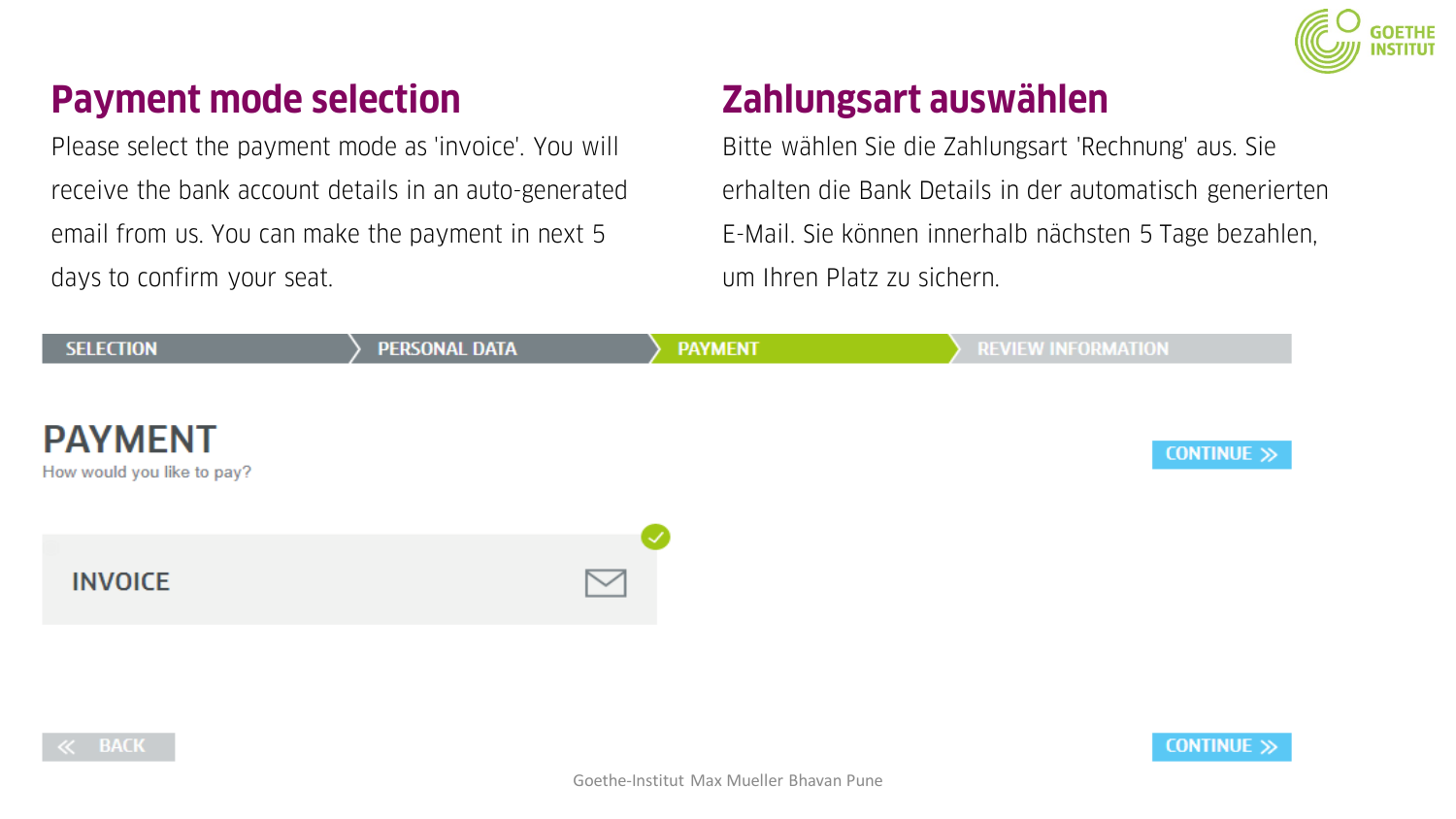## Payment mode selection

Please select the payment mode as 'invoice'. You will receive the bank account details in an auto-generated email from us. You can make the payment in next 5 days to confirm your seat.

## Zahlungsart auswählen

Bitte wählen Sie die Zahlungsart 'Rechnung' aus. Sie erhalten die Bank Details in der automatisch generierten E-Mail. Sie können innerhalb nächsten 5 Tage bezahlen, um Ihren Platz zu sichern.

SELECTION | PERSONAL DATA | PAYMENT | REVIEW INFORMATION

# PAYMENT

How would you like to pay?

CONTINUE

INVOICE

BACK

CONTINUE

Goethe-Institut Max Mueller Bhavan Pune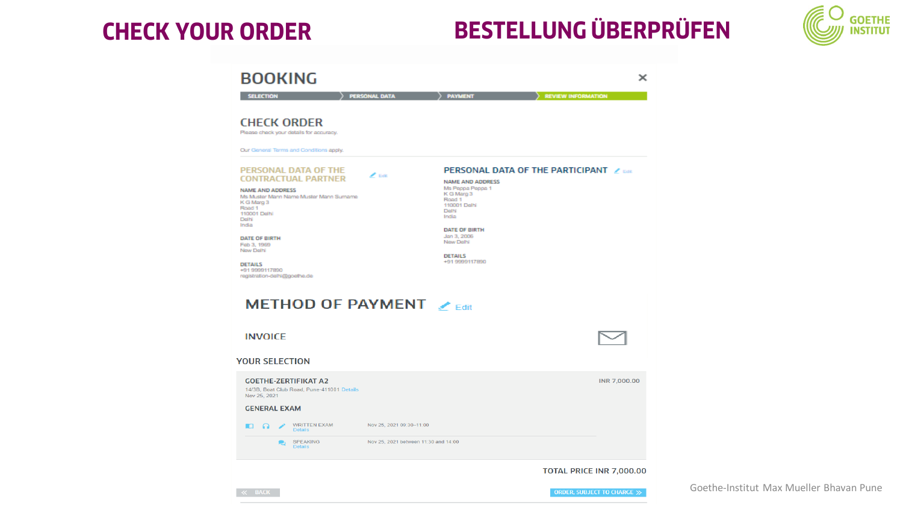# CHECK YOUR ORDER

# BESTELLUNG ÜBERPRÜFEN

## BOOKING

SELECTION › PERSONAL DATA › PAYMENT › REVIEW INFORMATION

### CHECK ORDER

Please check your details for accuracy.

Our General Terms and Conditions apply.

#### PERSONAL DATA OF THE CONTRACTUAL PARTNER

Edit

**NAME AND ADDRESS**
Ms Muster Mann Name Muster Mann Surname
K G Marg 3
Road 1
110001 Delhi
Delhi
India

**DATE OF BIRTH**
Feb 3, 1969
New Delhi

**DETAILS**
+91 9999117890
registration-delhi@goethe.de

#### PERSONAL DATA OF THE PARTICIPANT

Edit

**NAME AND ADDRESS**
Ms Peppa Peppa 1
K G Marg 3
Road 1
110001 Delhi
Delhi
India

**DATE OF BIRTH**
Jan 3, 2006
New Delhi

**DETAILS**
+91 9999117890

### METHOD OF PAYMENT

Edit

INVOICE

### YOUR SELECTION

**GOETHE-ZERTIFIKAT A2** — INR 7,000.00
14/3B, Boat Club Road, Pune-411001 Details
Nov 25, 2021

**GENERAL EXAM**

| Module | Date |
|---|---|
| WRITTEN EXAM (Details) | Nov 25, 2021 09:30–11:00 |
| SPEAKING (Details) | Nov 25, 2021 between 11:30 and 14:00 |

**TOTAL PRICE INR 7,000.00**

« BACK | ORDER, SUBJECT TO CHARGE »

Goethe-Institut Max Mueller Bhavan Pune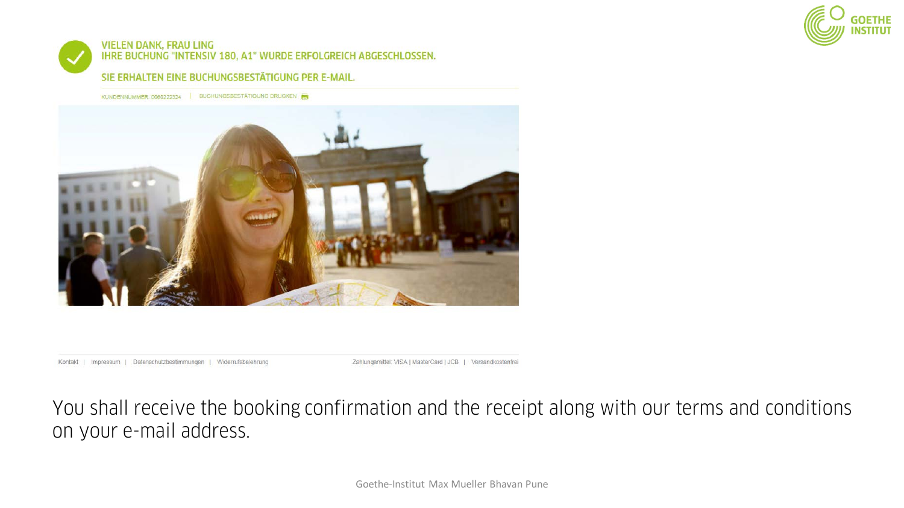VIELEN DANK, FRAU LING
IHRE BUCHUNG "INTENSIV 180, A1" WURDE ERFOLGREICH ABGESCHLOSSEN.

SIE ERHALTEN EINE BUCHUNGSBESTÄTIGUNG PER E-MAIL.

KUNDENNUMMER: 0060222324 | BUCHUNGSBESTÄTIGUNG DRUCKEN

Kontakt | Impressum | Datenschutzbestimmungen | Widerrufsbelehrung

Zahlungsmittel: VISA | MasterCard | JCB | Versandkostenfrei

You shall receive the booking confirmation and the receipt along with our terms and conditions on your e-mail address.

Goethe-Institut Max Mueller Bhavan Pune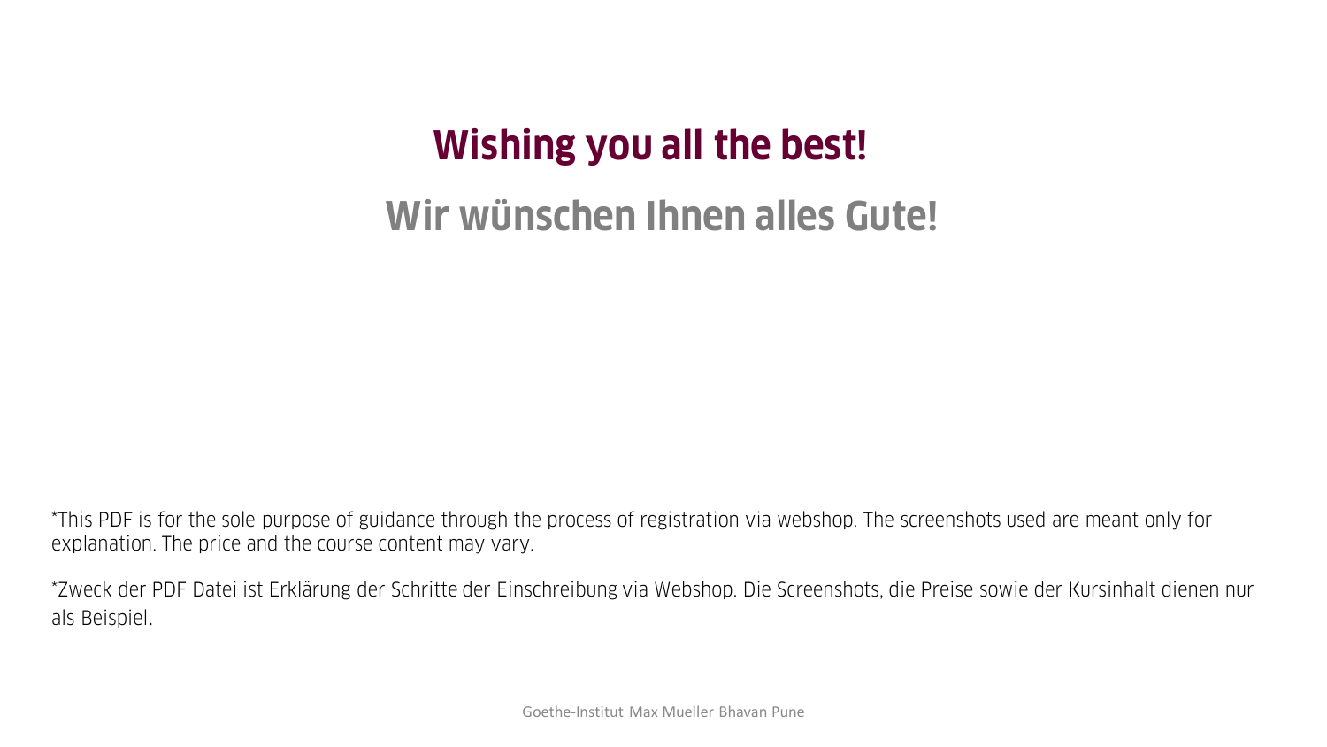# Wishing you all the best!

## Wir wünschen Ihnen alles Gute!

*This PDF is for the sole purpose of guidance through the process of registration via webshop. The screenshots used are meant only for explanation. The price and the course content may vary.

*Zweck der PDF Datei ist Erklärung der Schritte der Einschreibung via Webshop. Die Screenshots, die Preise sowie der Kursinhalt dienen nur als Beispiel.